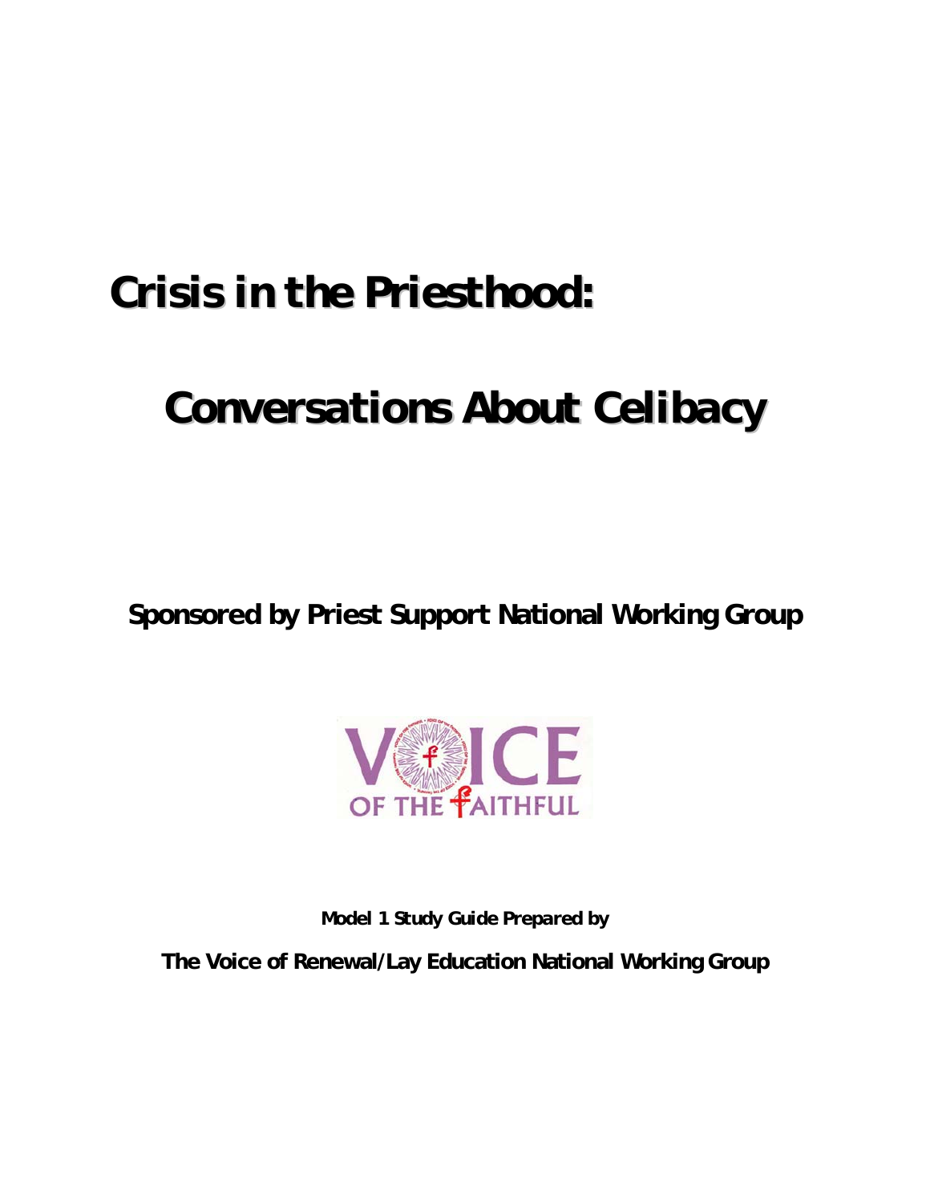# Crisis in the Priesthood:

# Conversations About Celibacy

**Sponsored by Priest Support National Working Group**

VOICE OF THE FAITHFUL

**Model 1 Study Guide Prepared by**

**The Voice of Renewal/Lay Education National Working Group**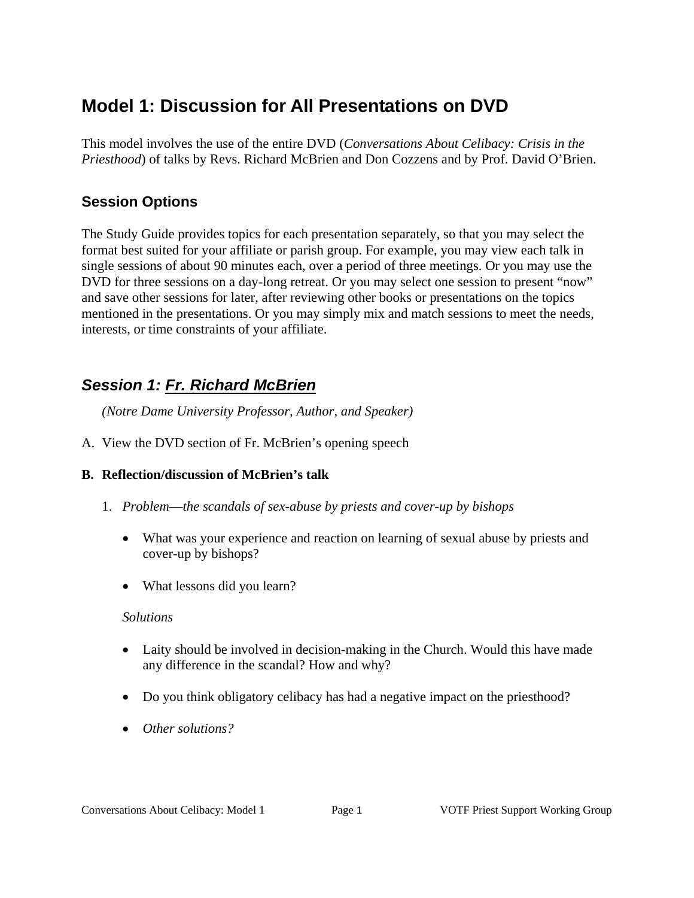# Model 1: Discussion for All Presentations on DVD

This model involves the use of the entire DVD (*Conversations About Celibacy: Crisis in the Priesthood*) of talks by Revs. Richard McBrien and Don Cozzens and by Prof. David O'Brien.

## Session Options

The Study Guide provides topics for each presentation separately, so that you may select the format best suited for your affiliate or parish group. For example, you may view each talk in single sessions of about 90 minutes each, over a period of three meetings. Or you may use the DVD for three sessions on a day-long retreat. Or you may select one session to present "now" and save other sessions for later, after reviewing other books or presentations on the topics mentioned in the presentations. Or you may simply mix and match sessions to meet the needs, interests, or time constraints of your affiliate.

## *Session 1: Fr. Richard McBrien*

*(Notre Dame University Professor, Author, and Speaker)*

A. View the DVD section of Fr. McBrien's opening speech

**B. Reflection/discussion of McBrien's talk**

1. *Problem—the scandals of sex-abuse by priests and cover-up by bishops*

   - What was your experience and reaction on learning of sexual abuse by priests and cover-up by bishops?
   - What lessons did you learn?

   *Solutions*

   - Laity should be involved in decision-making in the Church. Would this have made any difference in the scandal? How and why?
   - Do you think obligatory celibacy has had a negative impact on the priesthood?
   - *Other solutions?*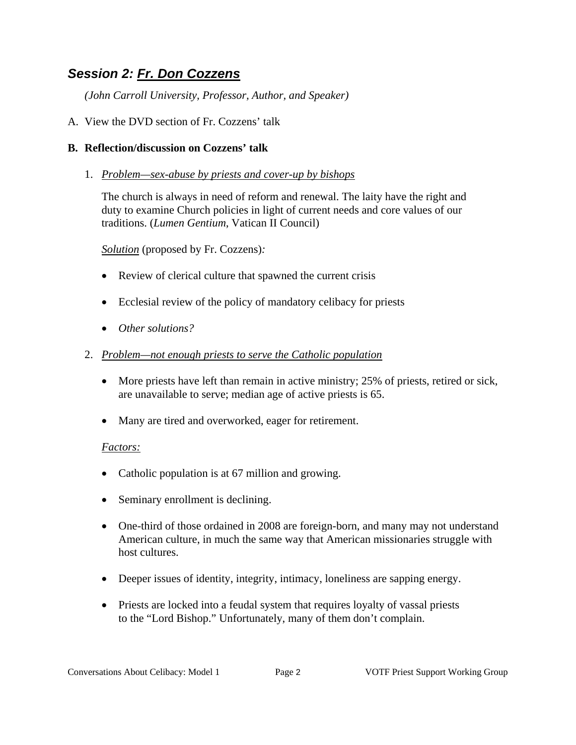## *Session 2: Fr. Don Cozzens*

*(John Carroll University, Professor, Author, and Speaker)*

A. View the DVD section of Fr. Cozzens' talk

**B. Reflection/discussion on Cozzens' talk**

1. *Problem—sex-abuse by priests and cover-up by bishops*

   The church is always in need of reform and renewal. The laity have the right and duty to examine Church policies in light of current needs and core values of our traditions. (*Lumen Gentium*, Vatican II Council)

   *Solution* (proposed by Fr. Cozzens)*:*

   - Review of clerical culture that spawned the current crisis
   - Ecclesial review of the policy of mandatory celibacy for priests
   - *Other solutions?*

2. *Problem—not enough priests to serve the Catholic population*

   - More priests have left than remain in active ministry; 25% of priests, retired or sick, are unavailable to serve; median age of active priests is 65.
   - Many are tired and overworked, eager for retirement.

   *Factors:*

   - Catholic population is at 67 million and growing.
   - Seminary enrollment is declining.
   - One-third of those ordained in 2008 are foreign-born, and many may not understand American culture, in much the same way that American missionaries struggle with host cultures.
   - Deeper issues of identity, integrity, intimacy, loneliness are sapping energy.
   - Priests are locked into a feudal system that requires loyalty of vassal priests to the "Lord Bishop." Unfortunately, many of them don't complain.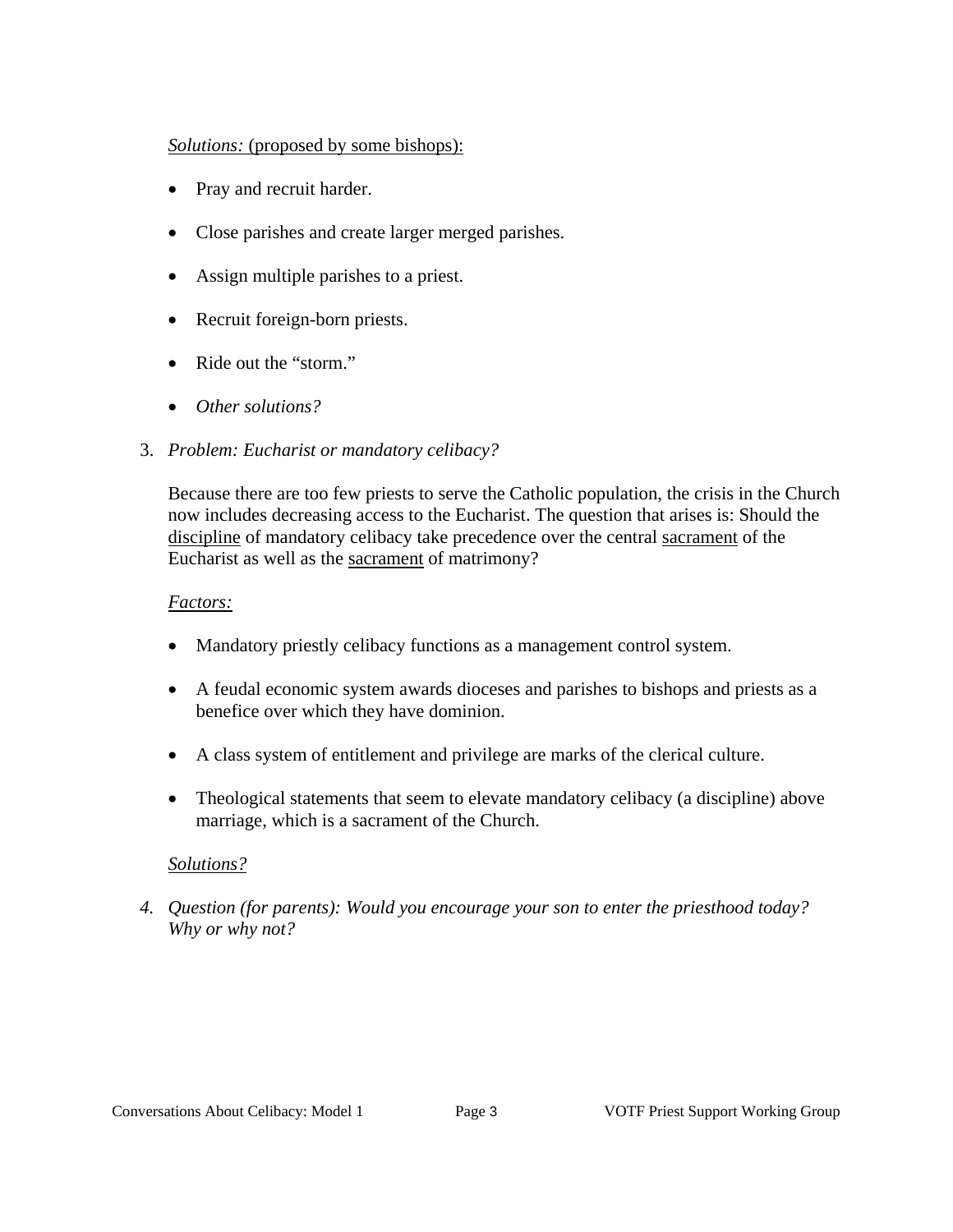*Solutions:* (proposed by some bishops):

- Pray and recruit harder.
- Close parishes and create larger merged parishes.
- Assign multiple parishes to a priest.
- Recruit foreign-born priests.
- Ride out the "storm."
- *Other solutions?*

3. *Problem: Eucharist or mandatory celibacy?*

   Because there are too few priests to serve the Catholic population, the crisis in the Church now includes decreasing access to the Eucharist. The question that arises is: Should the discipline of mandatory celibacy take precedence over the central sacrament of the Eucharist as well as the sacrament of matrimony?

   *Factors:*

   - Mandatory priestly celibacy functions as a management control system.
   - A feudal economic system awards dioceses and parishes to bishops and priests as a benefice over which they have dominion.
   - A class system of entitlement and privilege are marks of the clerical culture.
   - Theological statements that seem to elevate mandatory celibacy (a discipline) above marriage, which is a sacrament of the Church.

   *Solutions?*

4. *Question (for parents): Would you encourage your son to enter the priesthood today? Why or why not?*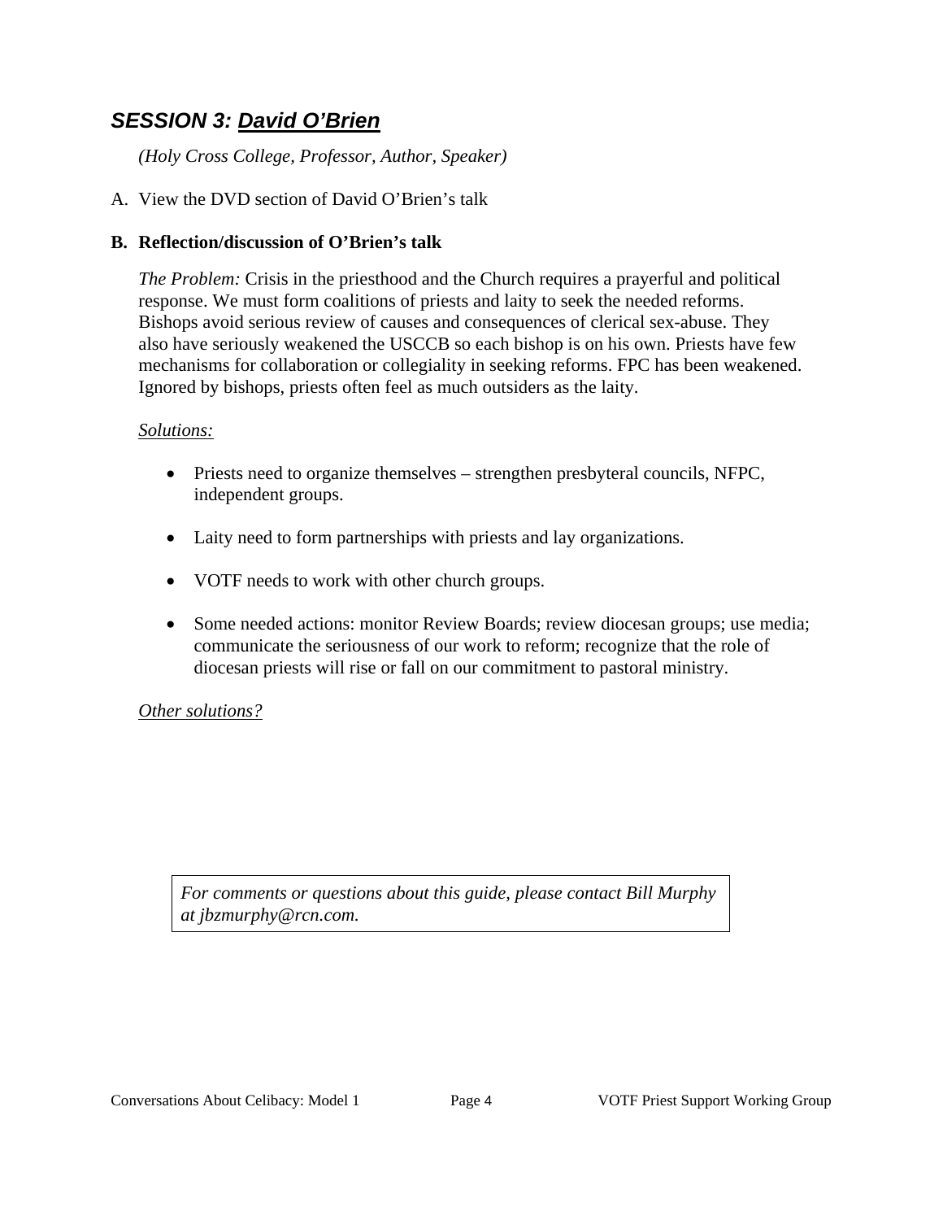## *SESSION 3: David O'Brien*

*(Holy Cross College, Professor, Author, Speaker)*

A. View the DVD section of David O'Brien's talk

**B. Reflection/discussion of O'Brien's talk**

*The Problem:* Crisis in the priesthood and the Church requires a prayerful and political response. We must form coalitions of priests and laity to seek the needed reforms. Bishops avoid serious review of causes and consequences of clerical sex-abuse. They also have seriously weakened the USCCB so each bishop is on his own. Priests have few mechanisms for collaboration or collegiality in seeking reforms. FPC has been weakened. Ignored by bishops, priests often feel as much outsiders as the laity.

*Solutions:*

- Priests need to organize themselves – strengthen presbyteral councils, NFPC, independent groups.
- Laity need to form partnerships with priests and lay organizations.
- VOTF needs to work with other church groups.
- Some needed actions: monitor Review Boards; review diocesan groups; use media; communicate the seriousness of our work to reform; recognize that the role of diocesan priests will rise or fall on our commitment to pastoral ministry.

*Other solutions?*

*For comments or questions about this guide, please contact Bill Murphy at jbzmurphy@rcn.com.*